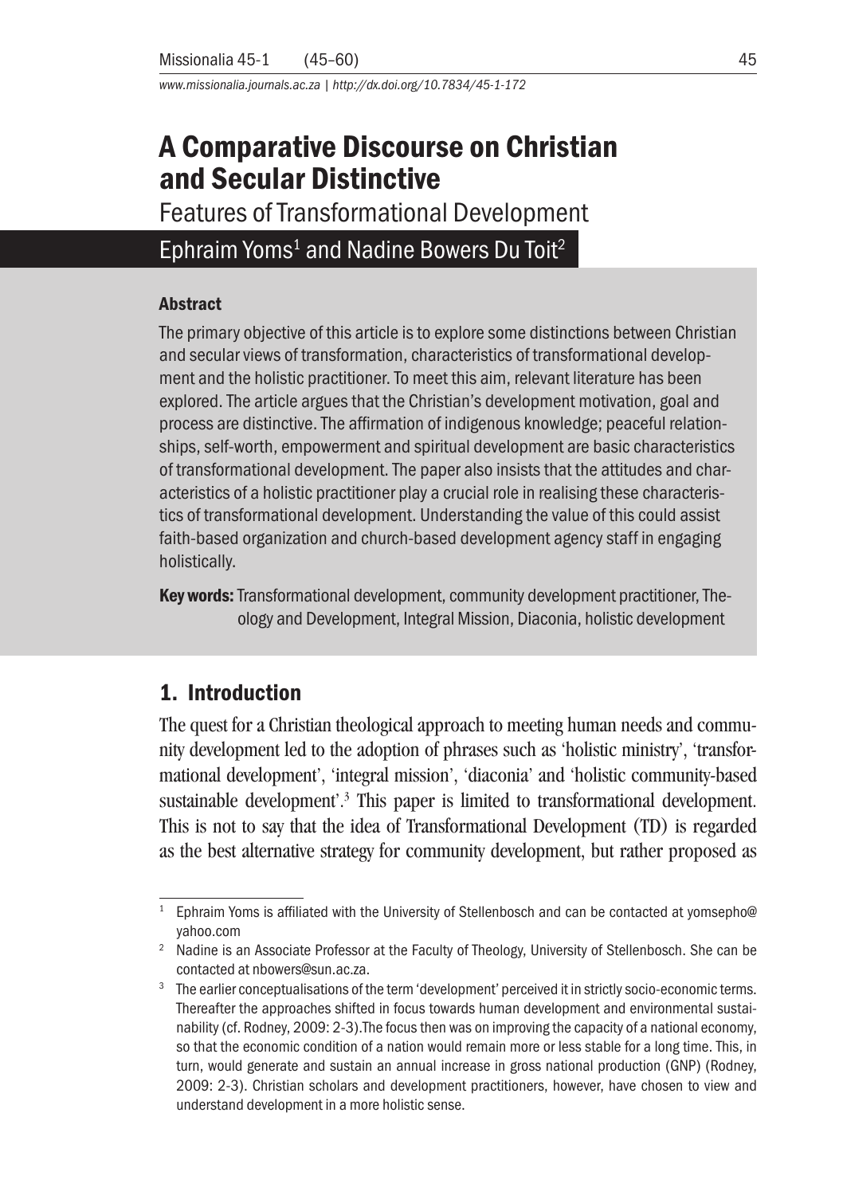# A Comparative Discourse on Christian and Secular Distinctive

## Features of Transformational Development

Ephraim Yoms[1] and Nadine Bowers Du Toit[2]

### Abstract

The primary objective of this article is to explore some distinctions between Christian and secular views of transformation, characteristics of transformational development and the holistic practitioner. To meet this aim, relevant literature has been explored. The article argues that the Christian's development motivation, goal and process are distinctive. The affirmation of indigenous knowledge; peaceful relationships, self-worth, empowerment and spiritual development are basic characteristics of transformational development. The paper also insists that the attitudes and characteristics of a holistic practitioner play a crucial role in realising these characteristics of transformational development. Understanding the value of this could assist faith-based organization and church-based development agency staff in engaging holistically.

**Key words:** Transformational development, community development practitioner, Theology and Development, Integral Mission, Diaconia, holistic development

## 1. Introduction

The quest for a Christian theological approach to meeting human needs and community development led to the adoption of phrases such as 'holistic ministry', 'transformational development', 'integral mission', 'diaconia' and 'holistic community-based sustainable development'.[3] This paper is limited to transformational development. This is not to say that the idea of Transformational Development (TD) is regarded as the best alternative strategy for community development, but rather proposed as

---

[1] Ephraim Yoms is affiliated with the University of Stellenbosch and can be contacted at yomsepho@yahoo.com

[2] Nadine is an Associate Professor at the Faculty of Theology, University of Stellenbosch. She can be contacted at nbowers@sun.ac.za.

[3] The earlier conceptualisations of the term 'development' perceived it in strictly socio-economic terms. Thereafter the approaches shifted in focus towards human development and environmental sustainability (cf. Rodney, 2009: 2-3).The focus then was on improving the capacity of a national economy, so that the economic condition of a nation would remain more or less stable for a long time. This, in turn, would generate and sustain an annual increase in gross national production (GNP) (Rodney, 2009: 2-3). Christian scholars and development practitioners, however, have chosen to view and understand development in a more holistic sense.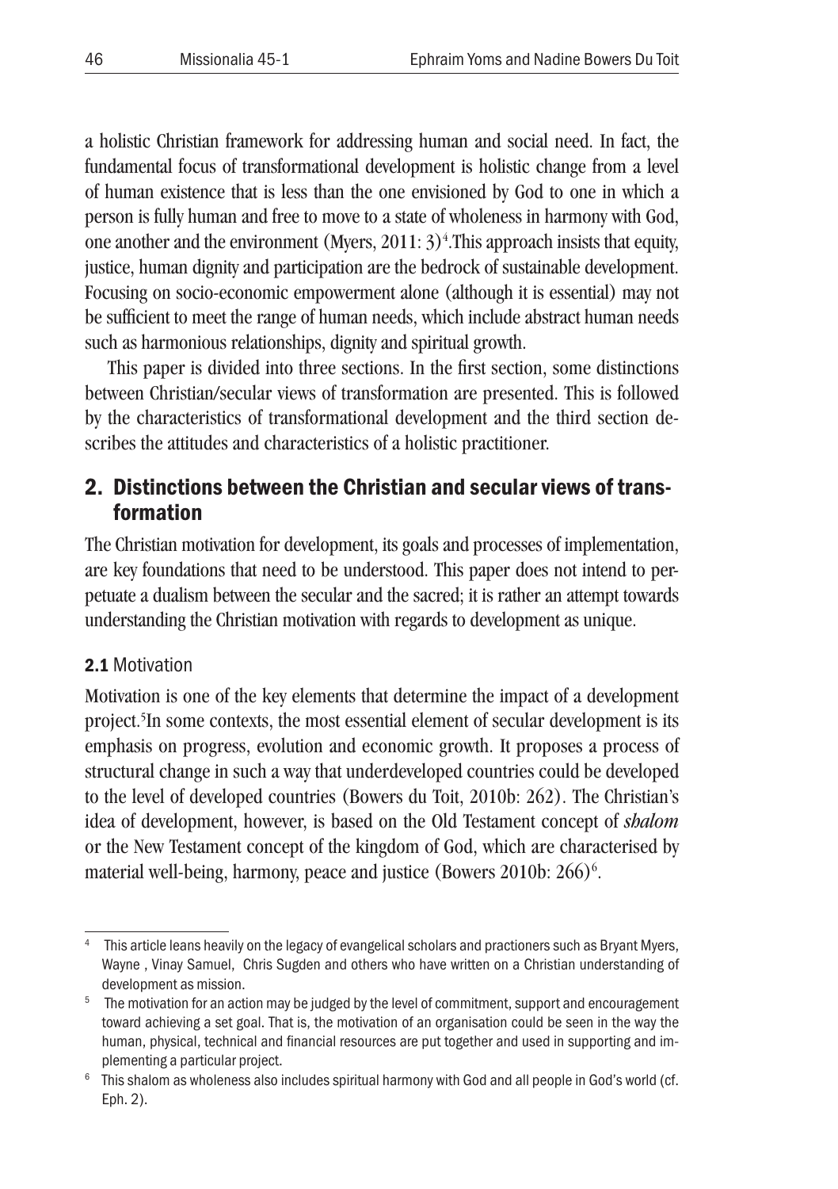a holistic Christian framework for addressing human and social need. In fact, the fundamental focus of transformational development is holistic change from a level of human existence that is less than the one envisioned by God to one in which a person is fully human and free to move to a state of wholeness in harmony with God, one another and the environment (Myers, 2011: 3)[4].This approach insists that equity, justice, human dignity and participation are the bedrock of sustainable development. Focusing on socio-economic empowerment alone (although it is essential) may not be sufficient to meet the range of human needs, which include abstract human needs such as harmonious relationships, dignity and spiritual growth.

This paper is divided into three sections. In the first section, some distinctions between Christian/secular views of transformation are presented. This is followed by the characteristics of transformational development and the third section describes the attitudes and characteristics of a holistic practitioner.

## 2. Distinctions between the Christian and secular views of transformation

The Christian motivation for development, its goals and processes of implementation, are key foundations that need to be understood. This paper does not intend to perpetuate a dualism between the secular and the sacred; it is rather an attempt towards understanding the Christian motivation with regards to development as unique.

### 2.1 Motivation

Motivation is one of the key elements that determine the impact of a development project.[5]In some contexts, the most essential element of secular development is its emphasis on progress, evolution and economic growth. It proposes a process of structural change in such a way that underdeveloped countries could be developed to the level of developed countries (Bowers du Toit, 2010b: 262). The Christian's idea of development, however, is based on the Old Testament concept of *shalom* or the New Testament concept of the kingdom of God, which are characterised by material well-being, harmony, peace and justice (Bowers 2010b: 266)[6].

---

[4] This article leans heavily on the legacy of evangelical scholars and practioners such as Bryant Myers, Wayne , Vinay Samuel, Chris Sugden and others who have written on a Christian understanding of development as mission.

[5] The motivation for an action may be judged by the level of commitment, support and encouragement toward achieving a set goal. That is, the motivation of an organisation could be seen in the way the human, physical, technical and financial resources are put together and used in supporting and implementing a particular project.

[6] This shalom as wholeness also includes spiritual harmony with God and all people in God's world (cf. Eph. 2).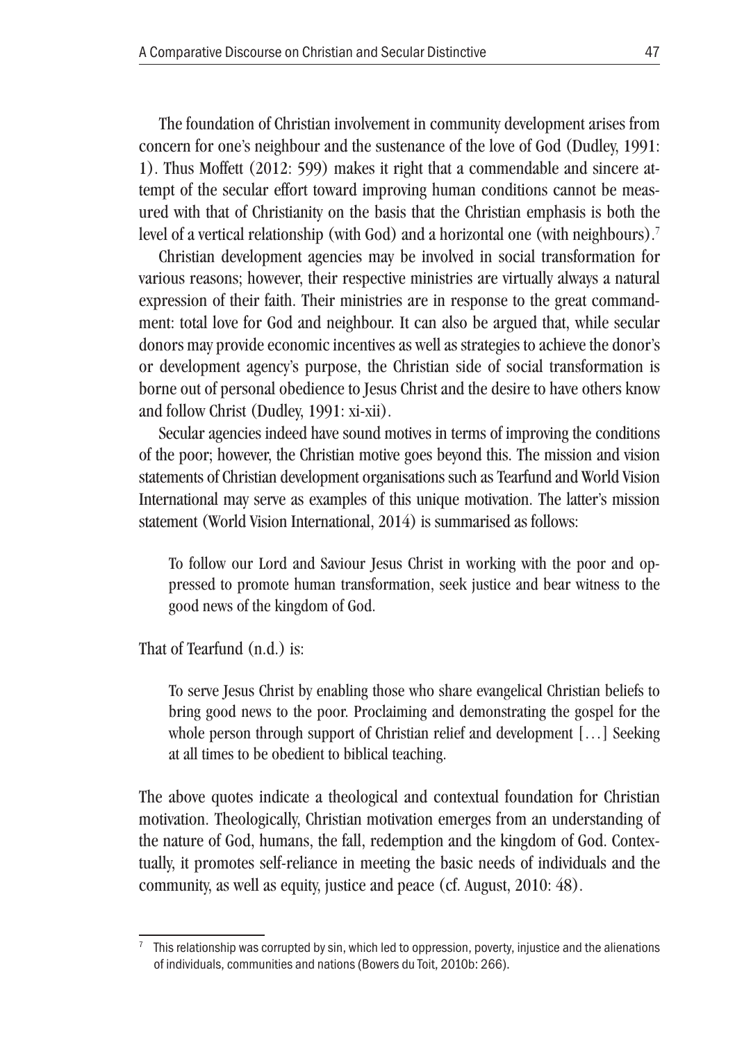The foundation of Christian involvement in community development arises from concern for one's neighbour and the sustenance of the love of God (Dudley, 1991: 1). Thus Moffett (2012: 599) makes it right that a commendable and sincere attempt of the secular effort toward improving human conditions cannot be measured with that of Christianity on the basis that the Christian emphasis is both the level of a vertical relationship (with God) and a horizontal one (with neighbours).[7]

Christian development agencies may be involved in social transformation for various reasons; however, their respective ministries are virtually always a natural expression of their faith. Their ministries are in response to the great commandment: total love for God and neighbour. It can also be argued that, while secular donors may provide economic incentives as well as strategies to achieve the donor's or development agency's purpose, the Christian side of social transformation is borne out of personal obedience to Jesus Christ and the desire to have others know and follow Christ (Dudley, 1991: xi-xii).

Secular agencies indeed have sound motives in terms of improving the conditions of the poor; however, the Christian motive goes beyond this. The mission and vision statements of Christian development organisations such as Tearfund and World Vision International may serve as examples of this unique motivation. The latter's mission statement (World Vision International, 2014) is summarised as follows:

> To follow our Lord and Saviour Jesus Christ in working with the poor and oppressed to promote human transformation, seek justice and bear witness to the good news of the kingdom of God.

That of Tearfund (n.d.) is:

> To serve Jesus Christ by enabling those who share evangelical Christian beliefs to bring good news to the poor. Proclaiming and demonstrating the gospel for the whole person through support of Christian relief and development [...] Seeking at all times to be obedient to biblical teaching.

The above quotes indicate a theological and contextual foundation for Christian motivation. Theologically, Christian motivation emerges from an understanding of the nature of God, humans, the fall, redemption and the kingdom of God. Contextually, it promotes self-reliance in meeting the basic needs of individuals and the community, as well as equity, justice and peace (cf. August, 2010: 48).

[7] This relationship was corrupted by sin, which led to oppression, poverty, injustice and the alienations of individuals, communities and nations (Bowers du Toit, 2010b: 266).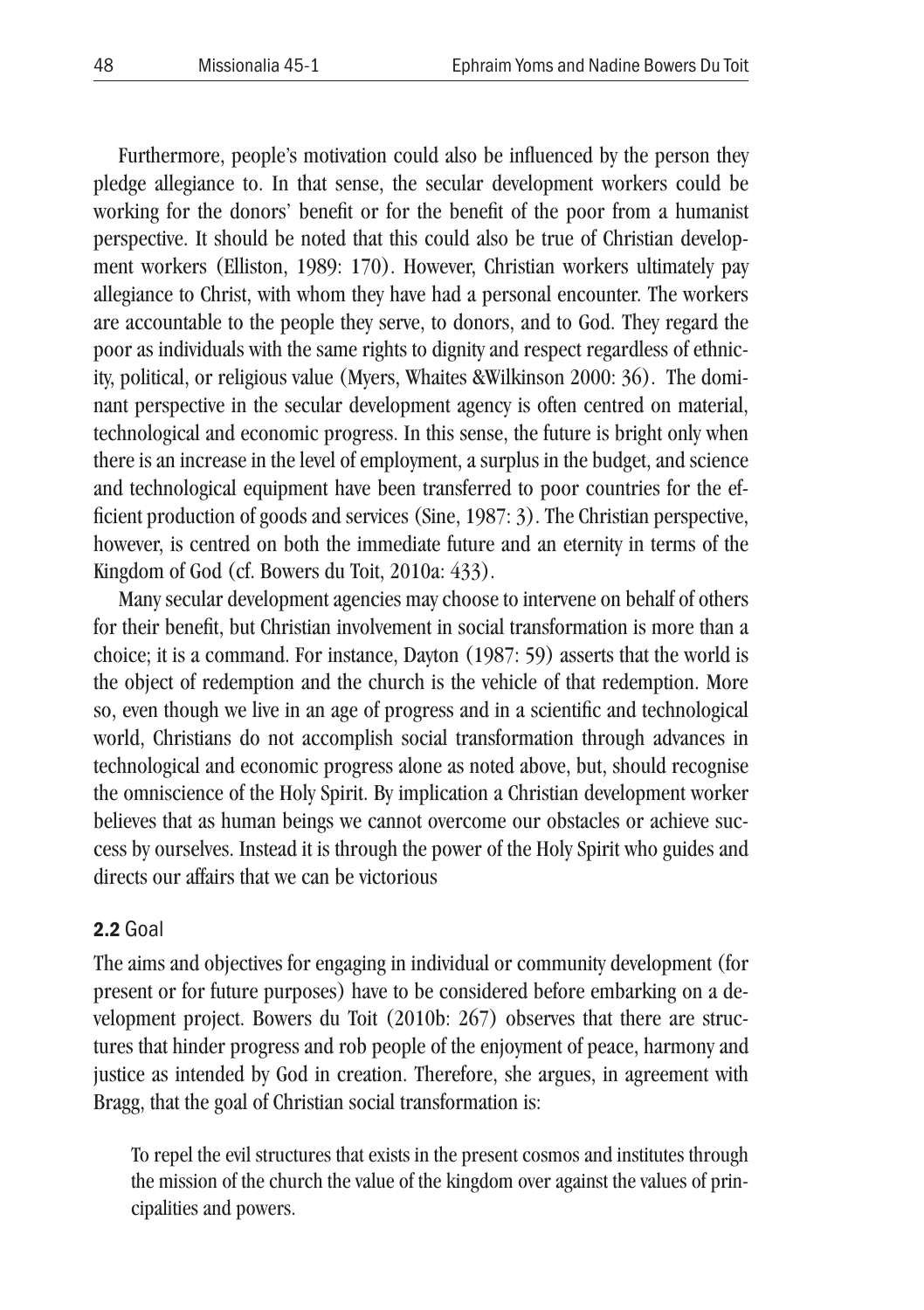Furthermore, people's motivation could also be influenced by the person they pledge allegiance to. In that sense, the secular development workers could be working for the donors' benefit or for the benefit of the poor from a humanist perspective. It should be noted that this could also be true of Christian development workers (Elliston, 1989: 170). However, Christian workers ultimately pay allegiance to Christ, with whom they have had a personal encounter. The workers are accountable to the people they serve, to donors, and to God. They regard the poor as individuals with the same rights to dignity and respect regardless of ethnicity, political, or religious value (Myers, Whaites &Wilkinson 2000: 36). The dominant perspective in the secular development agency is often centred on material, technological and economic progress. In this sense, the future is bright only when there is an increase in the level of employment, a surplus in the budget, and science and technological equipment have been transferred to poor countries for the efficient production of goods and services (Sine, 1987: 3). The Christian perspective, however, is centred on both the immediate future and an eternity in terms of the Kingdom of God (cf. Bowers du Toit, 2010a: 433).

Many secular development agencies may choose to intervene on behalf of others for their benefit, but Christian involvement in social transformation is more than a choice; it is a command. For instance, Dayton (1987: 59) asserts that the world is the object of redemption and the church is the vehicle of that redemption. More so, even though we live in an age of progress and in a scientific and technological world, Christians do not accomplish social transformation through advances in technological and economic progress alone as noted above, but, should recognise the omniscience of the Holy Spirit. By implication a Christian development worker believes that as human beings we cannot overcome our obstacles or achieve success by ourselves. Instead it is through the power of the Holy Spirit who guides and directs our affairs that we can be victorious

### **2.2** Goal

The aims and objectives for engaging in individual or community development (for present or for future purposes) have to be considered before embarking on a development project. Bowers du Toit (2010b: 267) observes that there are structures that hinder progress and rob people of the enjoyment of peace, harmony and justice as intended by God in creation. Therefore, she argues, in agreement with Bragg, that the goal of Christian social transformation is:

> To repel the evil structures that exists in the present cosmos and institutes through the mission of the church the value of the kingdom over against the values of principalities and powers.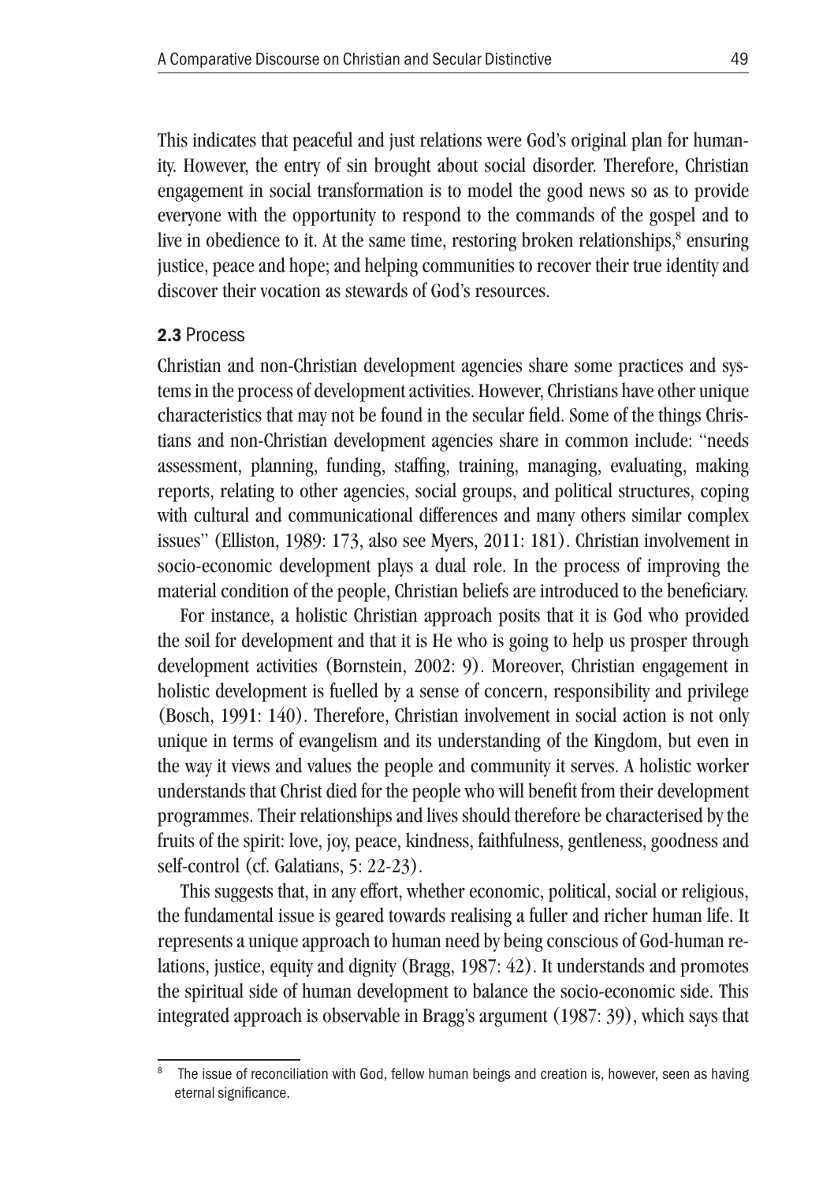This indicates that peaceful and just relations were God's original plan for humanity. However, the entry of sin brought about social disorder. Therefore, Christian engagement in social transformation is to model the good news so as to provide everyone with the opportunity to respond to the commands of the gospel and to live in obedience to it. At the same time, restoring broken relationships,[8] ensuring justice, peace and hope; and helping communities to recover their true identity and discover their vocation as stewards of God's resources.

### 2.3 Process

Christian and non-Christian development agencies share some practices and systems in the process of development activities. However, Christians have other unique characteristics that may not be found in the secular field. Some of the things Christians and non-Christian development agencies share in common include: "needs assessment, planning, funding, staffing, training, managing, evaluating, making reports, relating to other agencies, social groups, and political structures, coping with cultural and communicational differences and many others similar complex issues" (Elliston, 1989: 173, also see Myers, 2011: 181). Christian involvement in socio-economic development plays a dual role. In the process of improving the material condition of the people, Christian beliefs are introduced to the beneficiary.

For instance, a holistic Christian approach posits that it is God who provided the soil for development and that it is He who is going to help us prosper through development activities (Bornstein, 2002: 9). Moreover, Christian engagement in holistic development is fuelled by a sense of concern, responsibility and privilege (Bosch, 1991: 140). Therefore, Christian involvement in social action is not only unique in terms of evangelism and its understanding of the Kingdom, but even in the way it views and values the people and community it serves. A holistic worker understands that Christ died for the people who will benefit from their development programmes. Their relationships and lives should therefore be characterised by the fruits of the spirit: love, joy, peace, kindness, faithfulness, gentleness, goodness and self-control (cf. Galatians, 5: 22-23).

This suggests that, in any effort, whether economic, political, social or religious, the fundamental issue is geared towards realising a fuller and richer human life. It represents a unique approach to human need by being conscious of God-human relations, justice, equity and dignity (Bragg, 1987: 42). It understands and promotes the spiritual side of human development to balance the socio-economic side. This integrated approach is observable in Bragg's argument (1987: 39), which says that

---

[8] The issue of reconciliation with God, fellow human beings and creation is, however, seen as having eternal significance.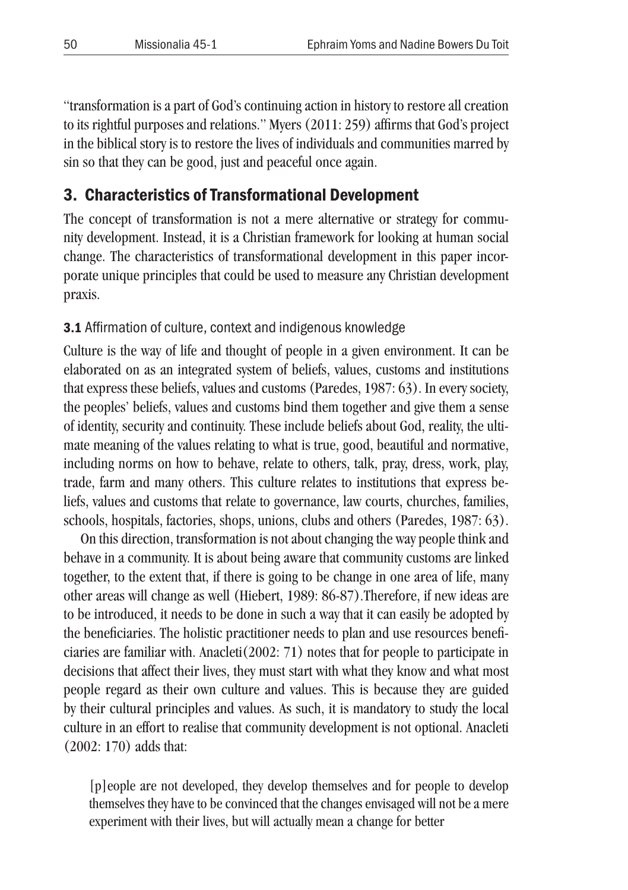"transformation is a part of God's continuing action in history to restore all creation to its rightful purposes and relations." Myers (2011: 259) affirms that God's project in the biblical story is to restore the lives of individuals and communities marred by sin so that they can be good, just and peaceful once again.

## 3. Characteristics of Transformational Development

The concept of transformation is not a mere alternative or strategy for community development. Instead, it is a Christian framework for looking at human social change. The characteristics of transformational development in this paper incorporate unique principles that could be used to measure any Christian development praxis.

### 3.1 Affirmation of culture, context and indigenous knowledge

Culture is the way of life and thought of people in a given environment. It can be elaborated on as an integrated system of beliefs, values, customs and institutions that express these beliefs, values and customs (Paredes, 1987: 63). In every society, the peoples' beliefs, values and customs bind them together and give them a sense of identity, security and continuity. These include beliefs about God, reality, the ultimate meaning of the values relating to what is true, good, beautiful and normative, including norms on how to behave, relate to others, talk, pray, dress, work, play, trade, farm and many others. This culture relates to institutions that express beliefs, values and customs that relate to governance, law courts, churches, families, schools, hospitals, factories, shops, unions, clubs and others (Paredes, 1987: 63).

On this direction, transformation is not about changing the way people think and behave in a community. It is about being aware that community customs are linked together, to the extent that, if there is going to be change in one area of life, many other areas will change as well (Hiebert, 1989: 86-87).Therefore, if new ideas are to be introduced, it needs to be done in such a way that it can easily be adopted by the beneficiaries. The holistic practitioner needs to plan and use resources beneficiaries are familiar with. Anacleti(2002: 71) notes that for people to participate in decisions that affect their lives, they must start with what they know and what most people regard as their own culture and values. This is because they are guided by their cultural principles and values. As such, it is mandatory to study the local culture in an effort to realise that community development is not optional. Anacleti (2002: 170) adds that:

> [p]eople are not developed, they develop themselves and for people to develop themselves they have to be convinced that the changes envisaged will not be a mere experiment with their lives, but will actually mean a change for better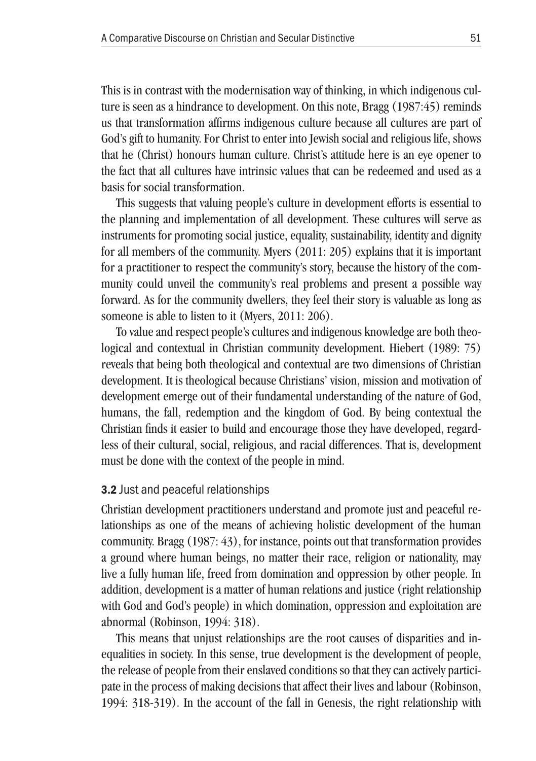This is in contrast with the modernisation way of thinking, in which indigenous culture is seen as a hindrance to development. On this note, Bragg (1987:45) reminds us that transformation affirms indigenous culture because all cultures are part of God's gift to humanity. For Christ to enter into Jewish social and religious life, shows that he (Christ) honours human culture. Christ's attitude here is an eye opener to the fact that all cultures have intrinsic values that can be redeemed and used as a basis for social transformation.

This suggests that valuing people's culture in development efforts is essential to the planning and implementation of all development. These cultures will serve as instruments for promoting social justice, equality, sustainability, identity and dignity for all members of the community. Myers (2011: 205) explains that it is important for a practitioner to respect the community's story, because the history of the community could unveil the community's real problems and present a possible way forward. As for the community dwellers, they feel their story is valuable as long as someone is able to listen to it (Myers, 2011: 206).

To value and respect people's cultures and indigenous knowledge are both theological and contextual in Christian community development. Hiebert (1989: 75) reveals that being both theological and contextual are two dimensions of Christian development. It is theological because Christians' vision, mission and motivation of development emerge out of their fundamental understanding of the nature of God, humans, the fall, redemption and the kingdom of God. By being contextual the Christian finds it easier to build and encourage those they have developed, regardless of their cultural, social, religious, and racial differences. That is, development must be done with the context of the people in mind.

### **3.2** Just and peaceful relationships

Christian development practitioners understand and promote just and peaceful relationships as one of the means of achieving holistic development of the human community. Bragg (1987: 43), for instance, points out that transformation provides a ground where human beings, no matter their race, religion or nationality, may live a fully human life, freed from domination and oppression by other people. In addition, development is a matter of human relations and justice (right relationship with God and God's people) in which domination, oppression and exploitation are abnormal (Robinson, 1994: 318).

This means that unjust relationships are the root causes of disparities and inequalities in society. In this sense, true development is the development of people, the release of people from their enslaved conditions so that they can actively participate in the process of making decisions that affect their lives and labour (Robinson, 1994: 318-319). In the account of the fall in Genesis, the right relationship with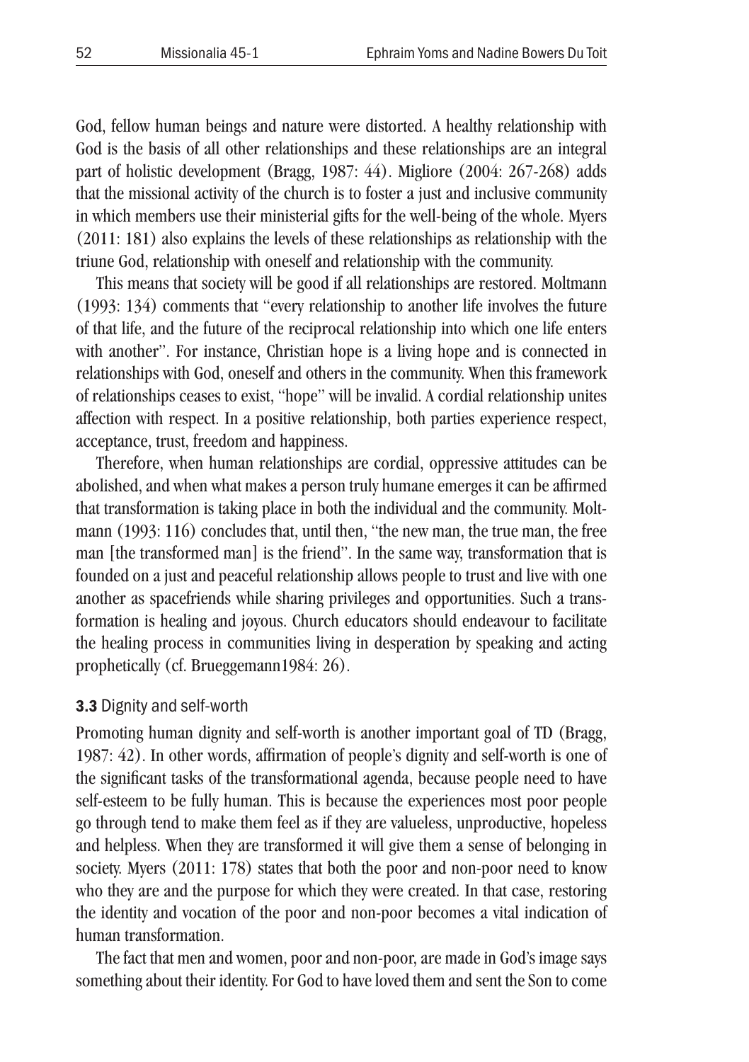God, fellow human beings and nature were distorted. A healthy relationship with God is the basis of all other relationships and these relationships are an integral part of holistic development (Bragg, 1987: 44). Migliore (2004: 267-268) adds that the missional activity of the church is to foster a just and inclusive community in which members use their ministerial gifts for the well-being of the whole. Myers (2011: 181) also explains the levels of these relationships as relationship with the triune God, relationship with oneself and relationship with the community.

This means that society will be good if all relationships are restored. Moltmann (1993: 134) comments that "every relationship to another life involves the future of that life, and the future of the reciprocal relationship into which one life enters with another". For instance, Christian hope is a living hope and is connected in relationships with God, oneself and others in the community. When this framework of relationships ceases to exist, "hope" will be invalid. A cordial relationship unites affection with respect. In a positive relationship, both parties experience respect, acceptance, trust, freedom and happiness.

Therefore, when human relationships are cordial, oppressive attitudes can be abolished, and when what makes a person truly humane emerges it can be affirmed that transformation is taking place in both the individual and the community. Moltmann (1993: 116) concludes that, until then, "the new man, the true man, the free man [the transformed man] is the friend". In the same way, transformation that is founded on a just and peaceful relationship allows people to trust and live with one another as spacefriends while sharing privileges and opportunities. Such a transformation is healing and joyous. Church educators should endeavour to facilitate the healing process in communities living in desperation by speaking and acting prophetically (cf. Brueggemann1984: 26).

### **3.3** Dignity and self-worth

Promoting human dignity and self-worth is another important goal of TD (Bragg, 1987: 42). In other words, affirmation of people's dignity and self-worth is one of the significant tasks of the transformational agenda, because people need to have self-esteem to be fully human. This is because the experiences most poor people go through tend to make them feel as if they are valueless, unproductive, hopeless and helpless. When they are transformed it will give them a sense of belonging in society. Myers (2011: 178) states that both the poor and non-poor need to know who they are and the purpose for which they were created. In that case, restoring the identity and vocation of the poor and non-poor becomes a vital indication of human transformation.

The fact that men and women, poor and non-poor, are made in God's image says something about their identity. For God to have loved them and sent the Son to come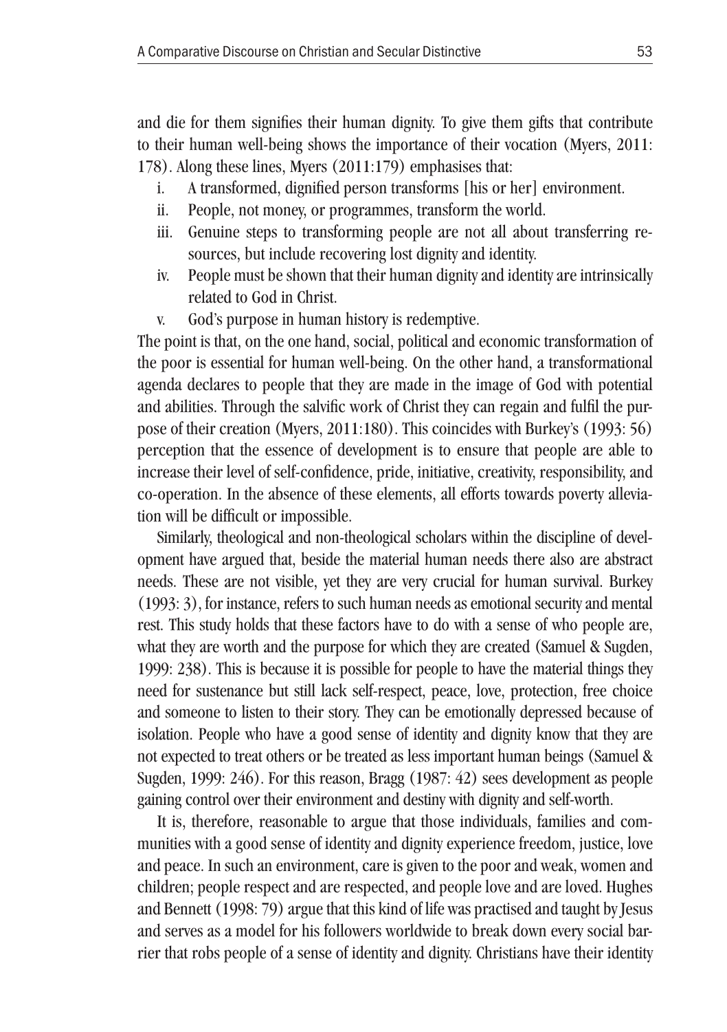and die for them signifies their human dignity. To give them gifts that contribute to their human well-being shows the importance of their vocation (Myers, 2011: 178). Along these lines, Myers (2011:179) emphasises that:

i. A transformed, dignified person transforms [his or her] environment.
ii. People, not money, or programmes, transform the world.
iii. Genuine steps to transforming people are not all about transferring resources, but include recovering lost dignity and identity.
iv. People must be shown that their human dignity and identity are intrinsically related to God in Christ.
v. God's purpose in human history is redemptive.

The point is that, on the one hand, social, political and economic transformation of the poor is essential for human well-being. On the other hand, a transformational agenda declares to people that they are made in the image of God with potential and abilities. Through the salvific work of Christ they can regain and fulfil the purpose of their creation (Myers, 2011:180). This coincides with Burkey's (1993: 56) perception that the essence of development is to ensure that people are able to increase their level of self-confidence, pride, initiative, creativity, responsibility, and co-operation. In the absence of these elements, all efforts towards poverty alleviation will be difficult or impossible.

Similarly, theological and non-theological scholars within the discipline of development have argued that, beside the material human needs there also are abstract needs. These are not visible, yet they are very crucial for human survival. Burkey (1993: 3), for instance, refers to such human needs as emotional security and mental rest. This study holds that these factors have to do with a sense of who people are, what they are worth and the purpose for which they are created (Samuel & Sugden, 1999: 238). This is because it is possible for people to have the material things they need for sustenance but still lack self-respect, peace, love, protection, free choice and someone to listen to their story. They can be emotionally depressed because of isolation. People who have a good sense of identity and dignity know that they are not expected to treat others or be treated as less important human beings (Samuel & Sugden, 1999: 246). For this reason, Bragg (1987: 42) sees development as people gaining control over their environment and destiny with dignity and self-worth.

It is, therefore, reasonable to argue that those individuals, families and communities with a good sense of identity and dignity experience freedom, justice, love and peace. In such an environment, care is given to the poor and weak, women and children; people respect and are respected, and people love and are loved. Hughes and Bennett (1998: 79) argue that this kind of life was practised and taught by Jesus and serves as a model for his followers worldwide to break down every social barrier that robs people of a sense of identity and dignity. Christians have their identity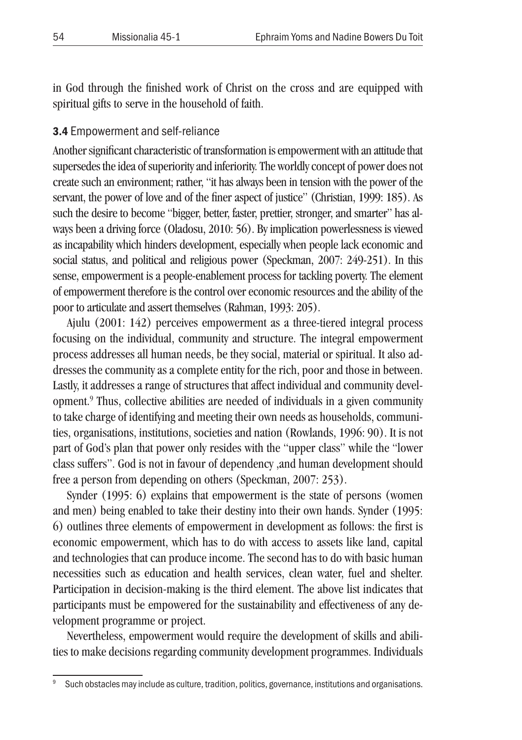in God through the finished work of Christ on the cross and are equipped with spiritual gifts to serve in the household of faith.

### **3.4** Empowerment and self-reliance

Another significant characteristic of transformation is empowerment with an attitude that supersedes the idea of superiority and inferiority. The worldly concept of power does not create such an environment; rather, "it has always been in tension with the power of the servant, the power of love and of the finer aspect of justice" (Christian, 1999: 185). As such the desire to become "bigger, better, faster, prettier, stronger, and smarter" has always been a driving force (Oladosu, 2010: 56). By implication powerlessness is viewed as incapability which hinders development, especially when people lack economic and social status, and political and religious power (Speckman, 2007: 249-251). In this sense, empowerment is a people-enablement process for tackling poverty. The element of empowerment therefore is the control over economic resources and the ability of the poor to articulate and assert themselves (Rahman, 1993: 205).

Ajulu (2001: 142) perceives empowerment as a three-tiered integral process focusing on the individual, community and structure. The integral empowerment process addresses all human needs, be they social, material or spiritual. It also addresses the community as a complete entity for the rich, poor and those in between. Lastly, it addresses a range of structures that affect individual and community development.[9] Thus, collective abilities are needed of individuals in a given community to take charge of identifying and meeting their own needs as households, communities, organisations, institutions, societies and nation (Rowlands, 1996: 90). It is not part of God's plan that power only resides with the "upper class" while the "lower class suffers". God is not in favour of dependency ,and human development should free a person from depending on others (Speckman, 2007: 253).

Synder (1995: 6) explains that empowerment is the state of persons (women and men) being enabled to take their destiny into their own hands. Synder (1995: 6) outlines three elements of empowerment in development as follows: the first is economic empowerment, which has to do with access to assets like land, capital and technologies that can produce income. The second has to do with basic human necessities such as education and health services, clean water, fuel and shelter. Participation in decision-making is the third element. The above list indicates that participants must be empowered for the sustainability and effectiveness of any development programme or project.

Nevertheless, empowerment would require the development of skills and abilities to make decisions regarding community development programmes. Individuals

---

[9] Such obstacles may include as culture, tradition, politics, governance, institutions and organisations.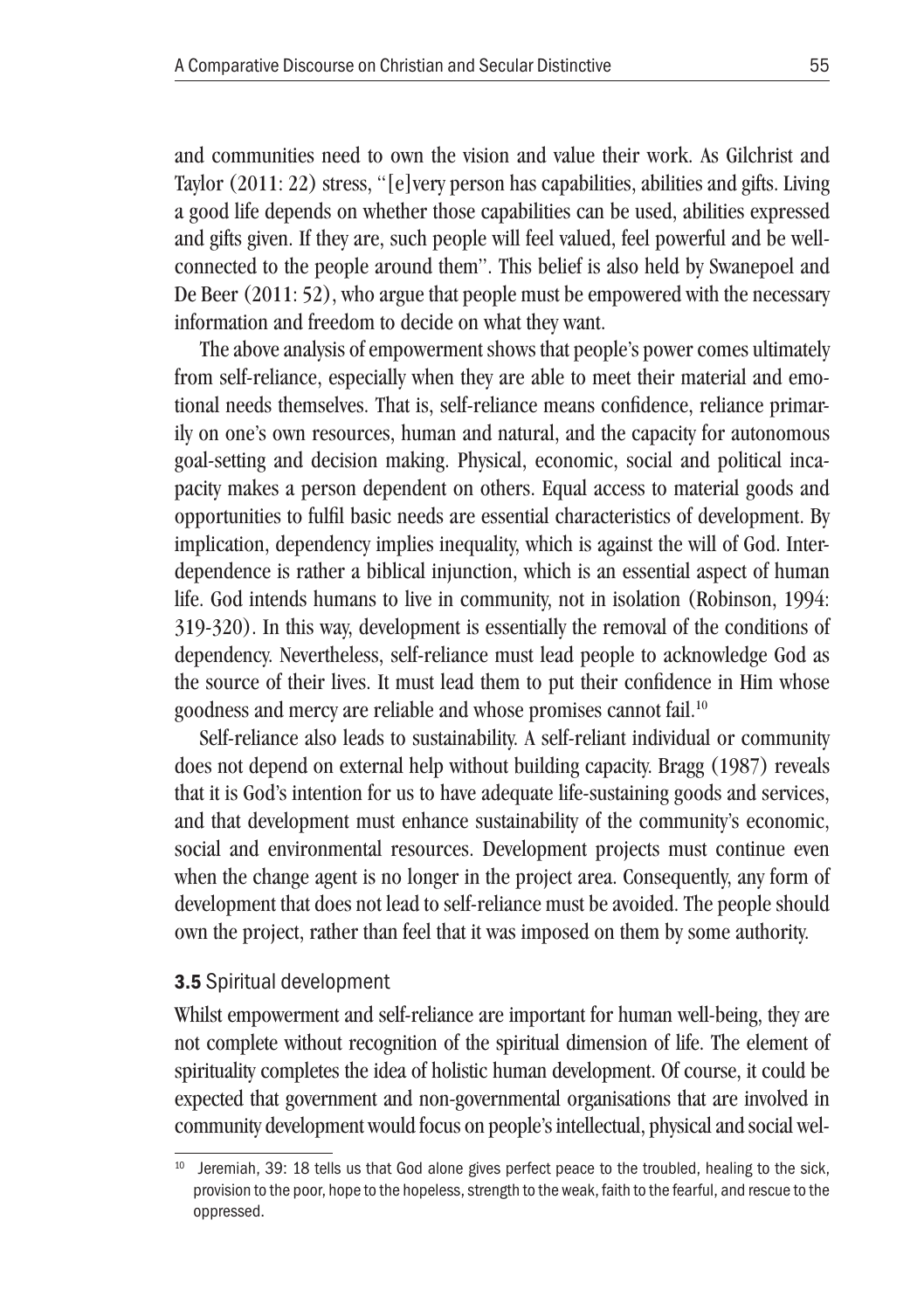and communities need to own the vision and value their work. As Gilchrist and Taylor (2011: 22) stress, "[e]very person has capabilities, abilities and gifts. Living a good life depends on whether those capabilities can be used, abilities expressed and gifts given. If they are, such people will feel valued, feel powerful and be well-connected to the people around them". This belief is also held by Swanepoel and De Beer (2011: 52), who argue that people must be empowered with the necessary information and freedom to decide on what they want.

The above analysis of empowerment shows that people's power comes ultimately from self-reliance, especially when they are able to meet their material and emotional needs themselves. That is, self-reliance means confidence, reliance primarily on one's own resources, human and natural, and the capacity for autonomous goal-setting and decision making. Physical, economic, social and political incapacity makes a person dependent on others. Equal access to material goods and opportunities to fulfil basic needs are essential characteristics of development. By implication, dependency implies inequality, which is against the will of God. Interdependence is rather a biblical injunction, which is an essential aspect of human life. God intends humans to live in community, not in isolation (Robinson, 1994: 319-320). In this way, development is essentially the removal of the conditions of dependency. Nevertheless, self-reliance must lead people to acknowledge God as the source of their lives. It must lead them to put their confidence in Him whose goodness and mercy are reliable and whose promises cannot fail.[10]

Self-reliance also leads to sustainability. A self-reliant individual or community does not depend on external help without building capacity. Bragg (1987) reveals that it is God's intention for us to have adequate life-sustaining goods and services, and that development must enhance sustainability of the community's economic, social and environmental resources. Development projects must continue even when the change agent is no longer in the project area. Consequently, any form of development that does not lead to self-reliance must be avoided. The people should own the project, rather than feel that it was imposed on them by some authority.

### **3.5** Spiritual development

Whilst empowerment and self-reliance are important for human well-being, they are not complete without recognition of the spiritual dimension of life. The element of spirituality completes the idea of holistic human development. Of course, it could be expected that government and non-governmental organisations that are involved in community development would focus on people's intellectual, physical and social wel-

---

[10] Jeremiah, 39: 18 tells us that God alone gives perfect peace to the troubled, healing to the sick, provision to the poor, hope to the hopeless, strength to the weak, faith to the fearful, and rescue to the oppressed.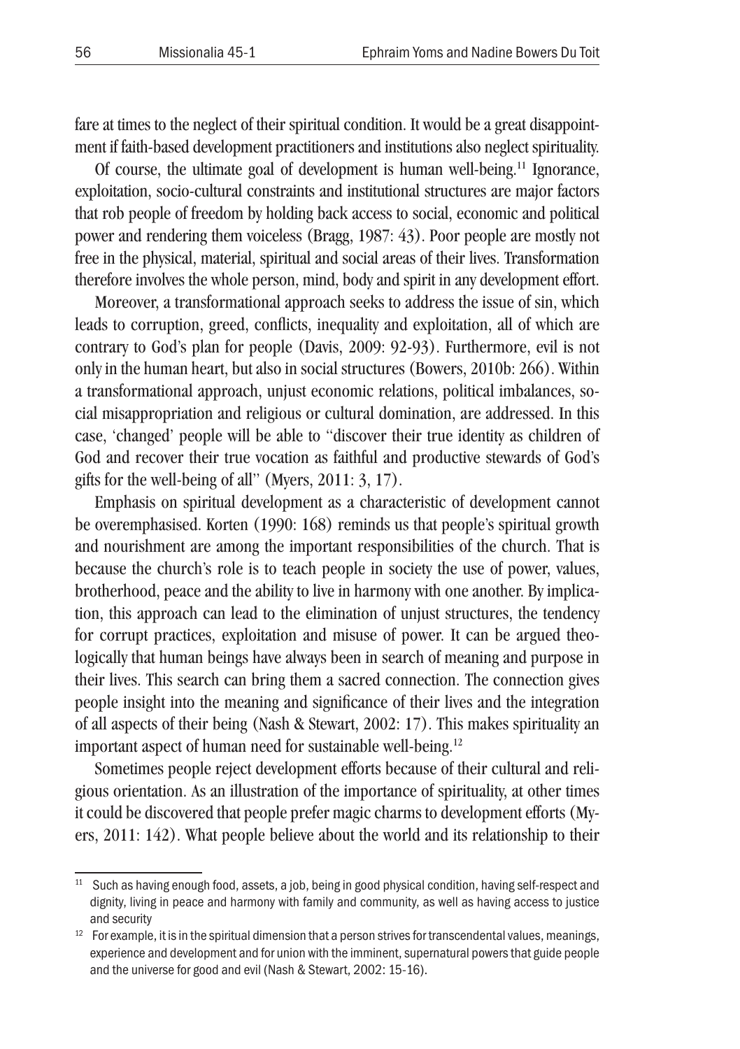fare at times to the neglect of their spiritual condition. It would be a great disappointment if faith-based development practitioners and institutions also neglect spirituality.

Of course, the ultimate goal of development is human well-being.[11] Ignorance, exploitation, socio-cultural constraints and institutional structures are major factors that rob people of freedom by holding back access to social, economic and political power and rendering them voiceless (Bragg, 1987: 43). Poor people are mostly not free in the physical, material, spiritual and social areas of their lives. Transformation therefore involves the whole person, mind, body and spirit in any development effort.

Moreover, a transformational approach seeks to address the issue of sin, which leads to corruption, greed, conflicts, inequality and exploitation, all of which are contrary to God's plan for people (Davis, 2009: 92-93). Furthermore, evil is not only in the human heart, but also in social structures (Bowers, 2010b: 266). Within a transformational approach, unjust economic relations, political imbalances, social misappropriation and religious or cultural domination, are addressed. In this case, 'changed' people will be able to "discover their true identity as children of God and recover their true vocation as faithful and productive stewards of God's gifts for the well-being of all" (Myers, 2011: 3, 17).

Emphasis on spiritual development as a characteristic of development cannot be overemphasised. Korten (1990: 168) reminds us that people's spiritual growth and nourishment are among the important responsibilities of the church. That is because the church's role is to teach people in society the use of power, values, brotherhood, peace and the ability to live in harmony with one another. By implication, this approach can lead to the elimination of unjust structures, the tendency for corrupt practices, exploitation and misuse of power. It can be argued theologically that human beings have always been in search of meaning and purpose in their lives. This search can bring them a sacred connection. The connection gives people insight into the meaning and significance of their lives and the integration of all aspects of their being (Nash & Stewart, 2002: 17). This makes spirituality an important aspect of human need for sustainable well-being.[12]

Sometimes people reject development efforts because of their cultural and religious orientation. As an illustration of the importance of spirituality, at other times it could be discovered that people prefer magic charms to development efforts (Myers, 2011: 142). What people believe about the world and its relationship to their

---

[11] Such as having enough food, assets, a job, being in good physical condition, having self-respect and dignity, living in peace and harmony with family and community, as well as having access to justice and security

[12] For example, it is in the spiritual dimension that a person strives for transcendental values, meanings, experience and development and for union with the imminent, supernatural powers that guide people and the universe for good and evil (Nash & Stewart, 2002: 15-16).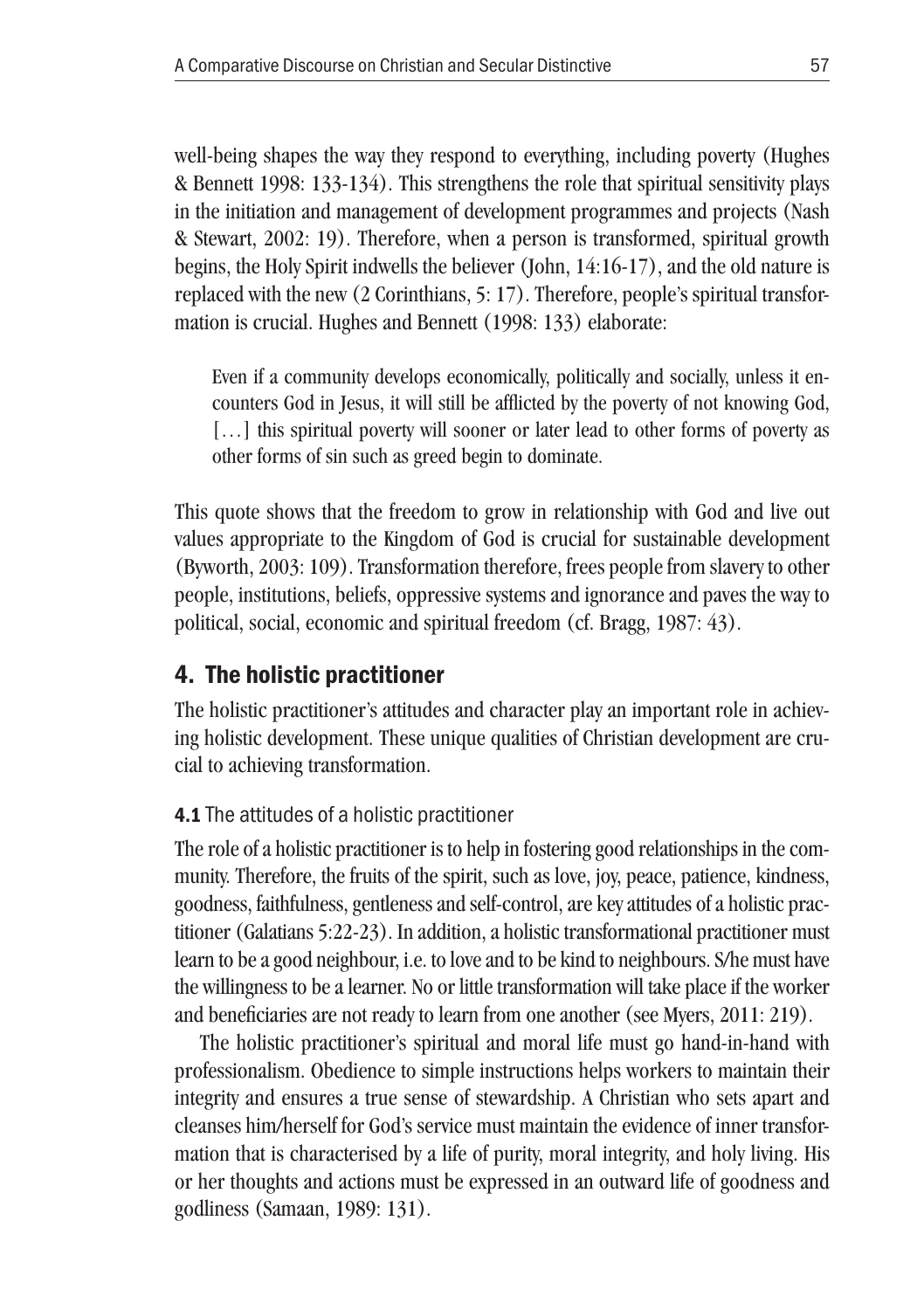well-being shapes the way they respond to everything, including poverty (Hughes & Bennett 1998: 133-134). This strengthens the role that spiritual sensitivity plays in the initiation and management of development programmes and projects (Nash & Stewart, 2002: 19). Therefore, when a person is transformed, spiritual growth begins, the Holy Spirit indwells the believer (John, 14:16-17), and the old nature is replaced with the new (2 Corinthians, 5: 17). Therefore, people's spiritual transformation is crucial. Hughes and Bennett (1998: 133) elaborate:

> Even if a community develops economically, politically and socially, unless it encounters God in Jesus, it will still be afflicted by the poverty of not knowing God, […] this spiritual poverty will sooner or later lead to other forms of poverty as other forms of sin such as greed begin to dominate.

This quote shows that the freedom to grow in relationship with God and live out values appropriate to the Kingdom of God is crucial for sustainable development (Byworth, 2003: 109). Transformation therefore, frees people from slavery to other people, institutions, beliefs, oppressive systems and ignorance and paves the way to political, social, economic and spiritual freedom (cf. Bragg, 1987: 43).

## 4. The holistic practitioner

The holistic practitioner's attitudes and character play an important role in achieving holistic development. These unique qualities of Christian development are crucial to achieving transformation.

### 4.1 The attitudes of a holistic practitioner

The role of a holistic practitioner is to help in fostering good relationships in the community. Therefore, the fruits of the spirit, such as love, joy, peace, patience, kindness, goodness, faithfulness, gentleness and self-control, are key attitudes of a holistic practitioner (Galatians 5:22-23). In addition, a holistic transformational practitioner must learn to be a good neighbour, i.e. to love and to be kind to neighbours. S/he must have the willingness to be a learner. No or little transformation will take place if the worker and beneficiaries are not ready to learn from one another (see Myers, 2011: 219).

The holistic practitioner's spiritual and moral life must go hand-in-hand with professionalism. Obedience to simple instructions helps workers to maintain their integrity and ensures a true sense of stewardship. A Christian who sets apart and cleanses him/herself for God's service must maintain the evidence of inner transformation that is characterised by a life of purity, moral integrity, and holy living. His or her thoughts and actions must be expressed in an outward life of goodness and godliness (Samaan, 1989: 131).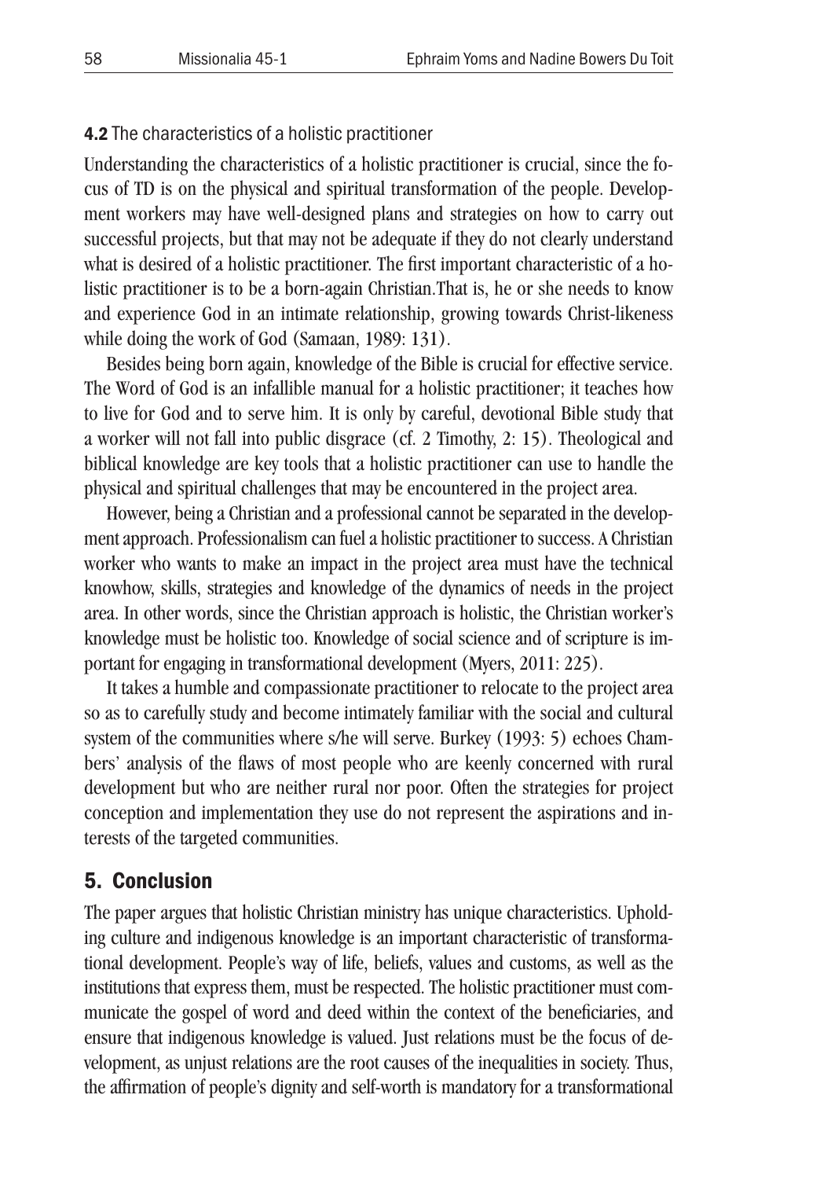**4.2** The characteristics of a holistic practitioner

Understanding the characteristics of a holistic practitioner is crucial, since the focus of TD is on the physical and spiritual transformation of the people. Development workers may have well-designed plans and strategies on how to carry out successful projects, but that may not be adequate if they do not clearly understand what is desired of a holistic practitioner. The first important characteristic of a holistic practitioner is to be a born-again Christian.That is, he or she needs to know and experience God in an intimate relationship, growing towards Christ-likeness while doing the work of God (Samaan, 1989: 131).

Besides being born again, knowledge of the Bible is crucial for effective service. The Word of God is an infallible manual for a holistic practitioner; it teaches how to live for God and to serve him. It is only by careful, devotional Bible study that a worker will not fall into public disgrace (cf. 2 Timothy, 2: 15). Theological and biblical knowledge are key tools that a holistic practitioner can use to handle the physical and spiritual challenges that may be encountered in the project area.

However, being a Christian and a professional cannot be separated in the development approach. Professionalism can fuel a holistic practitioner to success. A Christian worker who wants to make an impact in the project area must have the technical knowhow, skills, strategies and knowledge of the dynamics of needs in the project area. In other words, since the Christian approach is holistic, the Christian worker's knowledge must be holistic too. Knowledge of social science and of scripture is important for engaging in transformational development (Myers, 2011: 225).

It takes a humble and compassionate practitioner to relocate to the project area so as to carefully study and become intimately familiar with the social and cultural system of the communities where s/he will serve. Burkey (1993: 5) echoes Chambers' analysis of the flaws of most people who are keenly concerned with rural development but who are neither rural nor poor. Often the strategies for project conception and implementation they use do not represent the aspirations and interests of the targeted communities.

## 5. Conclusion

The paper argues that holistic Christian ministry has unique characteristics. Upholding culture and indigenous knowledge is an important characteristic of transformational development. People's way of life, beliefs, values and customs, as well as the institutions that express them, must be respected. The holistic practitioner must communicate the gospel of word and deed within the context of the beneficiaries, and ensure that indigenous knowledge is valued. Just relations must be the focus of development, as unjust relations are the root causes of the inequalities in society. Thus, the affirmation of people's dignity and self-worth is mandatory for a transformational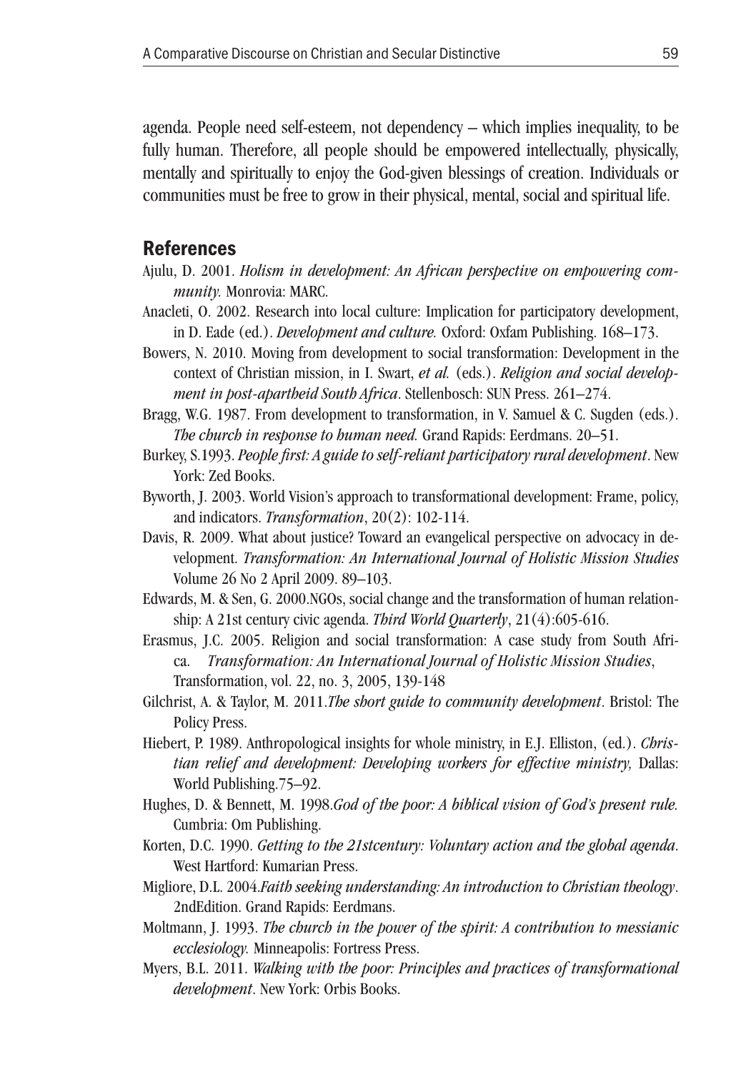agenda. People need self-esteem, not dependency – which implies inequality, to be fully human. Therefore, all people should be empowered intellectually, physically, mentally and spiritually to enjoy the God-given blessings of creation. Individuals or communities must be free to grow in their physical, mental, social and spiritual life.

## References

Ajulu, D. 2001. *Holism in development: An African perspective on empowering community.* Monrovia: MARC.

Anacleti, O. 2002. Research into local culture: Implication for participatory development, in D. Eade (ed.). *Development and culture.* Oxford: Oxfam Publishing. 168–173.

Bowers, N. 2010. Moving from development to social transformation: Development in the context of Christian mission, in I. Swart, *et al.* (eds.). *Religion and social development in post-apartheid South Africa*. Stellenbosch: SUN Press. 261–274.

Bragg, W.G. 1987. From development to transformation, in V. Samuel & C. Sugden (eds.). *The church in response to human need.* Grand Rapids: Eerdmans. 20–51.

Burkey, S.1993. *People first: A guide to self-reliant participatory rural development*. New York: Zed Books.

Byworth, J. 2003. World Vision's approach to transformational development: Frame, policy, and indicators. *Transformation*, 20(2): 102-114.

Davis, R. 2009. What about justice? Toward an evangelical perspective on advocacy in development. *Transformation: An International Journal of Holistic Mission Studies* Volume 26 No 2 April 2009. 89–103.

Edwards, M. & Sen, G. 2000.NGOs, social change and the transformation of human relationship: A 21st century civic agenda. *Third World Quarterly*, 21(4):605-616.

Erasmus, J.C. 2005. Religion and social transformation: A case study from South Africa. *Transformation: An International Journal of Holistic Mission Studies*, Transformation, vol. 22, no. 3, 2005, 139-148

Gilchrist, A. & Taylor, M. 2011.*The short guide to community development*. Bristol: The Policy Press.

Hiebert, P. 1989. Anthropological insights for whole ministry, in E.J. Elliston, (ed.). *Christian relief and development: Developing workers for effective ministry,* Dallas: World Publishing.75–92.

Hughes, D. & Bennett, M. 1998.*God of the poor: A biblical vision of God's present rule.* Cumbria: Om Publishing.

Korten, D.C. 1990. *Getting to the 21stcentury: Voluntary action and the global agenda*. West Hartford: Kumarian Press.

Migliore, D.L. 2004.*Faith seeking understanding: An introduction to Christian theology*. 2ndEdition. Grand Rapids: Eerdmans.

Moltmann, J. 1993. *The church in the power of the spirit: A contribution to messianic ecclesiology.* Minneapolis: Fortress Press.

Myers, B.L. 2011. *Walking with the poor: Principles and practices of transformational development*. New York: Orbis Books.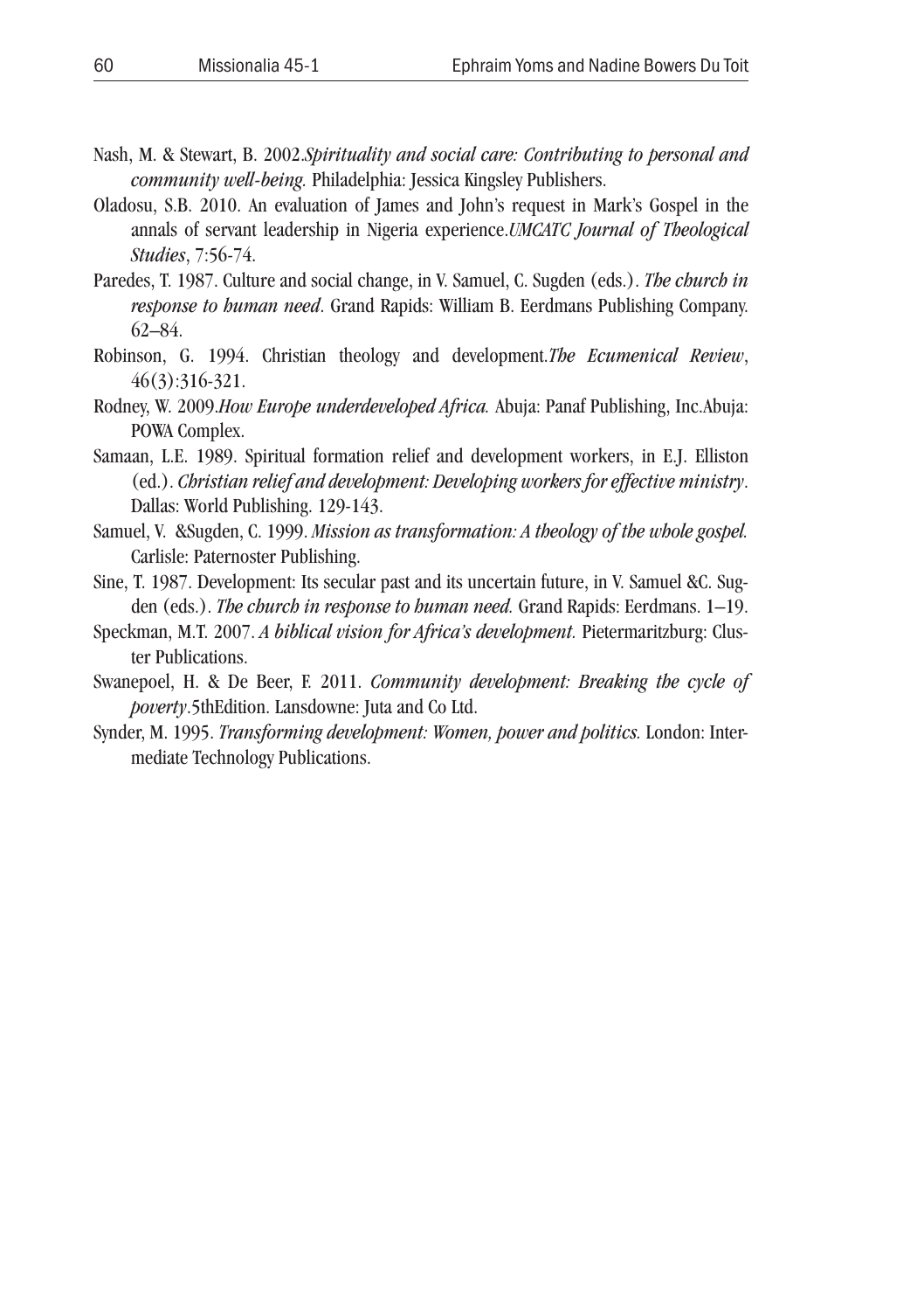Nash, M. & Stewart, B. 2002.*Spirituality and social care: Contributing to personal and community well-being.* Philadelphia: Jessica Kingsley Publishers.

Oladosu, S.B. 2010. An evaluation of James and John's request in Mark's Gospel in the annals of servant leadership in Nigeria experience.*UMCATC Journal of Theological Studies*, 7:56-74.

Paredes, T. 1987. Culture and social change, in V. Samuel, C. Sugden (eds.). *The church in response to human need*. Grand Rapids: William B. Eerdmans Publishing Company. 62–84.

Robinson, G. 1994. Christian theology and development.*The Ecumenical Review*, 46(3):316-321.

Rodney, W. 2009.*How Europe underdeveloped Africa.* Abuja: Panaf Publishing, Inc.Abuja: POWA Complex.

Samaan, L.E. 1989. Spiritual formation relief and development workers, in E.J. Elliston (ed.). *Christian relief and development: Developing workers for effective ministry*. Dallas: World Publishing. 129-143.

Samuel, V. &Sugden, C. 1999. *Mission as transformation: A theology of the whole gospel.* Carlisle: Paternoster Publishing.

Sine, T. 1987. Development: Its secular past and its uncertain future, in V. Samuel &C. Sugden (eds.). *The church in response to human need.* Grand Rapids: Eerdmans. 1–19.

Speckman, M.T. 2007. *A biblical vision for Africa's development.* Pietermaritzburg: Cluster Publications.

Swanepoel, H. & De Beer, F. 2011. *Community development: Breaking the cycle of poverty*.5thEdition. Lansdowne: Juta and Co Ltd.

Synder, M. 1995. *Transforming development: Women, power and politics.* London: Intermediate Technology Publications.